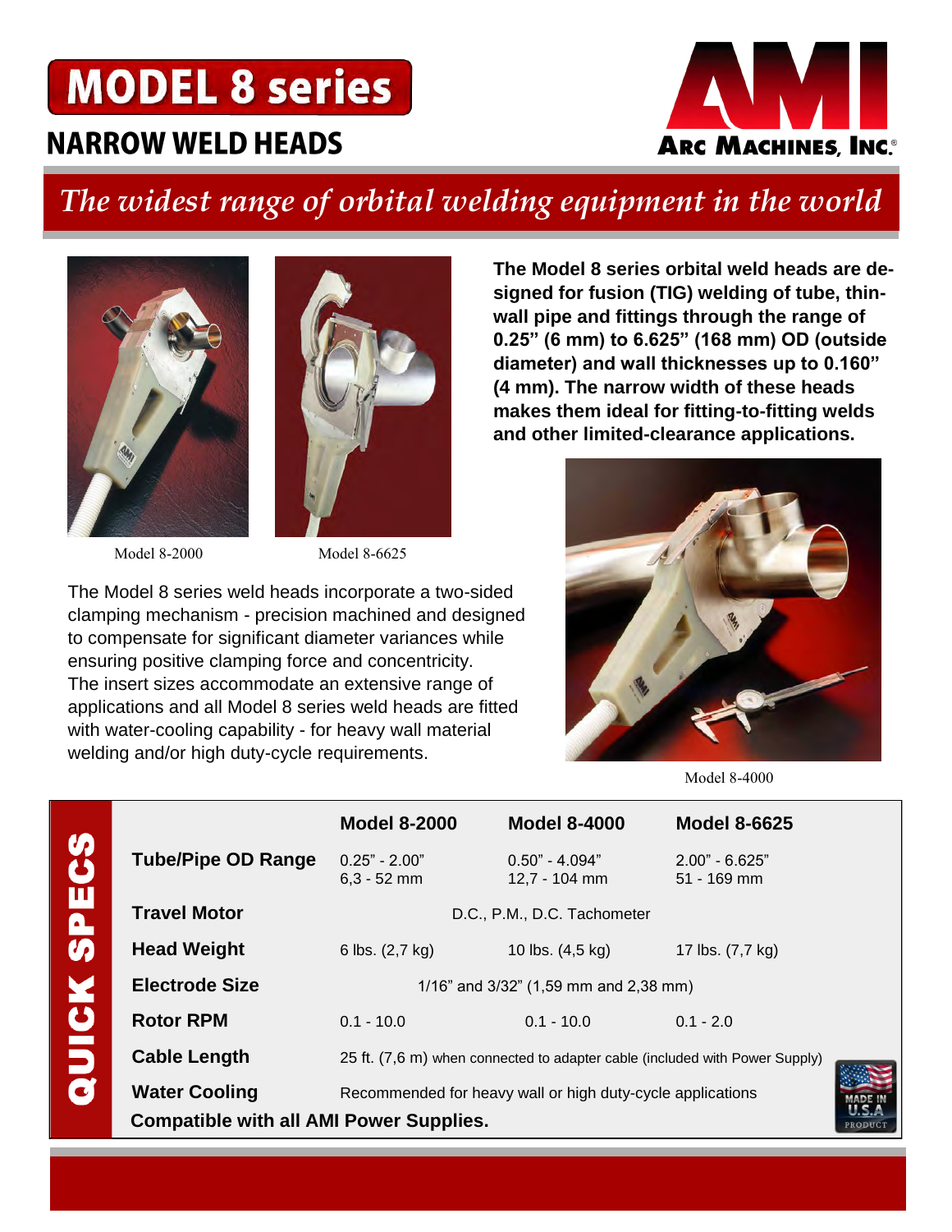# MODEL 8 series

## NARROW WELD HEADS

ARC MACHINES, INC.®

*The widest range of orbital welding equipment in the world*

**The Model 8 series orbital weld heads are designed for fusion (TIG) welding of tube, thin-wall pipe and fittings through the range of 0.25" (6 mm) to 6.625" (168 mm) OD (outside diameter) and wall thicknesses up to 0.160" (4 mm). The narrow width of these heads makes them ideal for fitting-to-fitting welds and other limited-clearance applications.**

Model 8-2000

Model 8-6625

The Model 8 series weld heads incorporate a two-sided clamping mechanism - precision machined and designed to compensate for significant diameter variances while ensuring positive clamping force and concentricity. The insert sizes accommodate an extensive range of applications and all Model 8 series weld heads are fitted with water-cooling capability - for heavy wall material welding and/or high duty-cycle requirements.

Model 8-4000

## QUICK SPECS

| | Model 8-2000 | Model 8-4000 | Model 8-6625 |
|---|---|---|---|
| **Tube/Pipe OD Range** | 0.25" - 2.00"<br>6,3 - 52 mm | 0.50" - 4.094"<br>12,7 - 104 mm | 2.00" - 6.625"<br>51 - 169 mm |
| **Travel Motor** | D.C., P.M., D.C. Tachometer | | |
| **Head Weight** | 6 lbs. (2,7 kg) | 10 lbs. (4,5 kg) | 17 lbs. (7,7 kg) |
| **Electrode Size** | 1/16" and 3/32" (1,59 mm and 2,38 mm) | | |
| **Rotor RPM** | 0.1 - 10.0 | 0.1 - 10.0 | 0.1 - 2.0 |
| **Cable Length** | 25 ft. (7,6 m) when connected to adapter cable (included with Power Supply) | | |
| **Water Cooling** | Recommended for heavy wall or high duty-cycle applications | | |

**Compatible with all AMI Power Supplies.**

MADE IN U.S.A. PRODUCT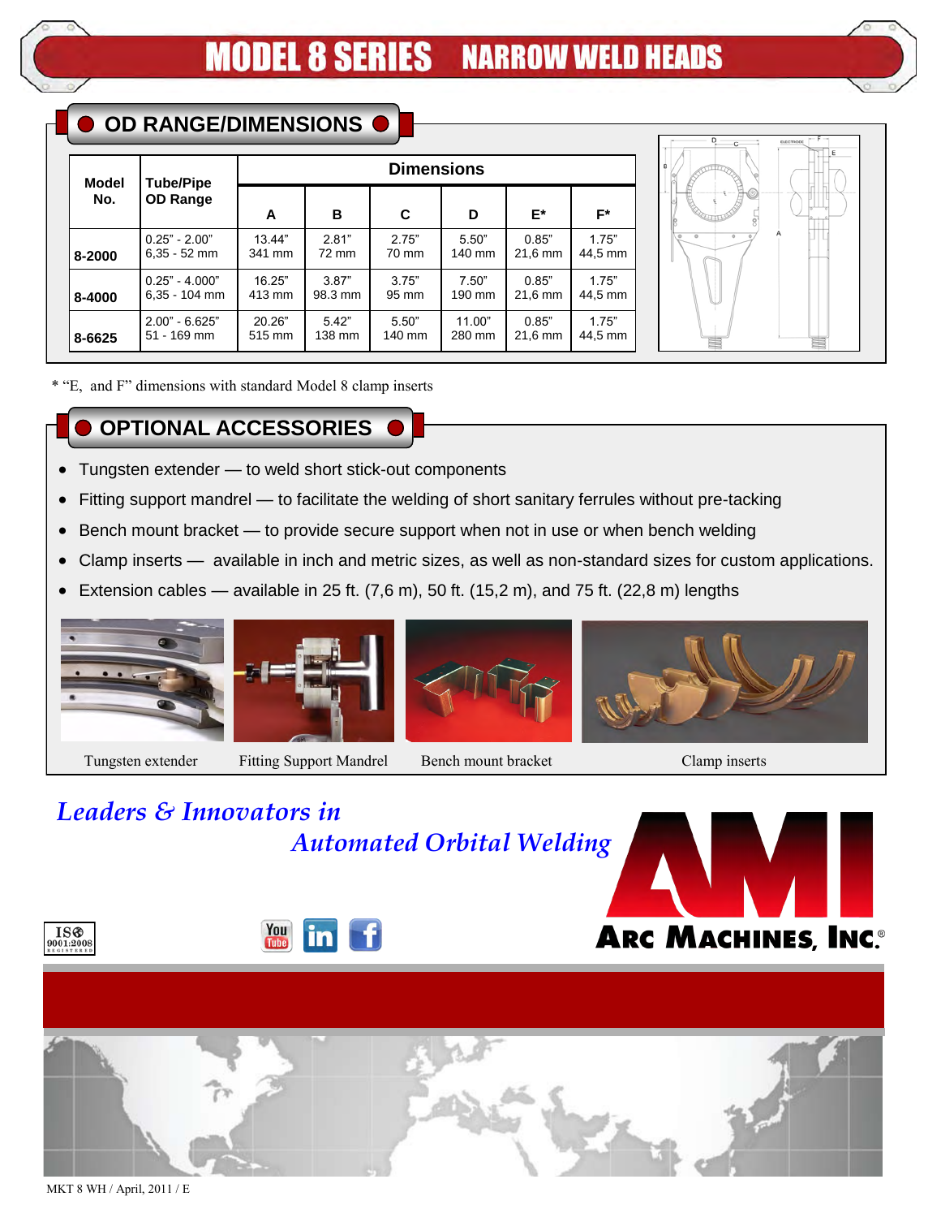# MODEL 8 SERIES NARROW WELD HEADS

## OD RANGE/DIMENSIONS

| Model No. | Tube/Pipe OD Range | Dimensions | | | | | |
|---|---|---|---|---|---|---|---|
| | | A | B | C | D | E* | F* |
| 8-2000 | 0.25" - 2.00"<br>6,35 - 52 mm | 13.44"<br>341 mm | 2.81"<br>72 mm | 2.75"<br>70 mm | 5.50"<br>140 mm | 0.85"<br>21,6 mm | 1.75"<br>44,5 mm |
| 8-4000 | 0.25" - 4.000"<br>6,35 - 104 mm | 16.25"<br>413 mm | 3.87"<br>98.3 mm | 3.75"<br>95 mm | 7.50"<br>190 mm | 0.85"<br>21,6 mm | 1.75"<br>44,5 mm |
| 8-6625 | 2.00" - 6.625"<br>51 - 169 mm | 20.26"<br>515 mm | 5.42"<br>138 mm | 5.50"<br>140 mm | 11.00"<br>280 mm | 0.85"<br>21,6 mm | 1.75"<br>44,5 mm |

\* "E, and F" dimensions with standard Model 8 clamp inserts

## OPTIONAL ACCESSORIES

- Tungsten extender — to weld short stick-out components
- Fitting support mandrel — to facilitate the welding of short sanitary ferrules without pre-tacking
- Bench mount bracket — to provide secure support when not in use or when bench welding
- Clamp inserts — available in inch and metric sizes, as well as non-standard sizes for custom applications.
- Extension cables — available in 25 ft. (7,6 m), 50 ft. (15,2 m), and 75 ft. (22,8 m) lengths

Tungsten extender

Fitting Support Mandrel

Bench mount bracket

Clamp inserts

*Leaders & Innovators in Automated Orbital Welding*

ARC MACHINES, INC.®

ISO 9001:2008 REGISTERED

MKT 8 WH / April, 2011 / E